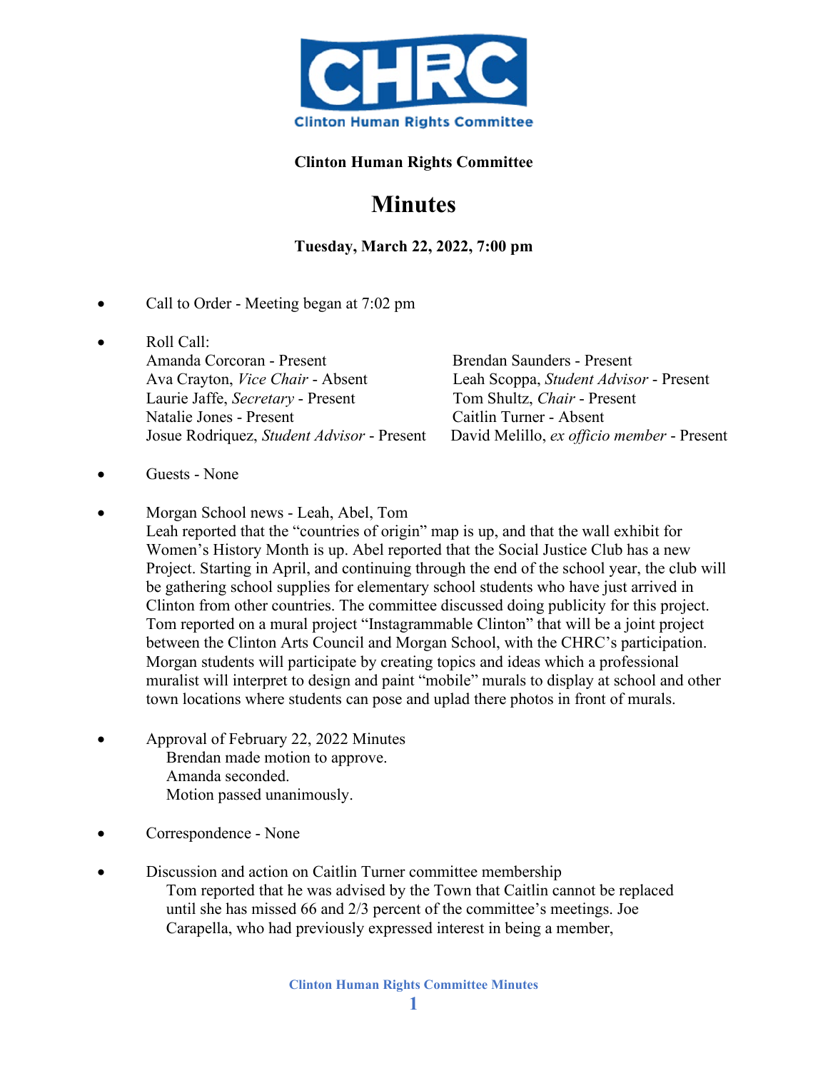**Clinton Human Rights Committee**

# Minutes

**Tuesday, March 22, 2022, 7:00 pm**

- Call to Order - Meeting began at 7:02 pm

- Roll Call:
  Amanda Corcoran - Present
  Ava Crayton, *Vice Chair* - Absent
  Laurie Jaffe, *Secretary* - Present
  Natalie Jones - Present
  Josue Rodriquez, *Student Advisor* - Present
  Brendan Saunders - Present
  Leah Scoppa, *Student Advisor* - Present
  Tom Shultz, *Chair* - Present
  Caitlin Turner - Absent
  David Melillo, *ex officio member* - Present

- Guests - None

- Morgan School news - Leah, Abel, Tom
  Leah reported that the "countries of origin" map is up, and that the wall exhibit for Women's History Month is up. Abel reported that the Social Justice Club has a new Project. Starting in April, and continuing through the end of the school year, the club will be gathering school supplies for elementary school students who have just arrived in Clinton from other countries. The committee discussed doing publicity for this project. Tom reported on a mural project "Instagrammable Clinton" that will be a joint project between the Clinton Arts Council and Morgan School, with the CHRC's participation. Morgan students will participate by creating topics and ideas which a professional muralist will interpret to design and paint "mobile" murals to display at school and other town locations where students can pose and uplad there photos in front of murals.

- Approval of February 22, 2022 Minutes
  Brendan made motion to approve.
  Amanda seconded.
  Motion passed unanimously.

- Correspondence - None

- Discussion and action on Caitlin Turner committee membership
  Tom reported that he was advised by the Town that Caitlin cannot be replaced until she has missed 66 and 2/3 percent of the committee's meetings. Joe Carapella, who had previously expressed interest in being a member,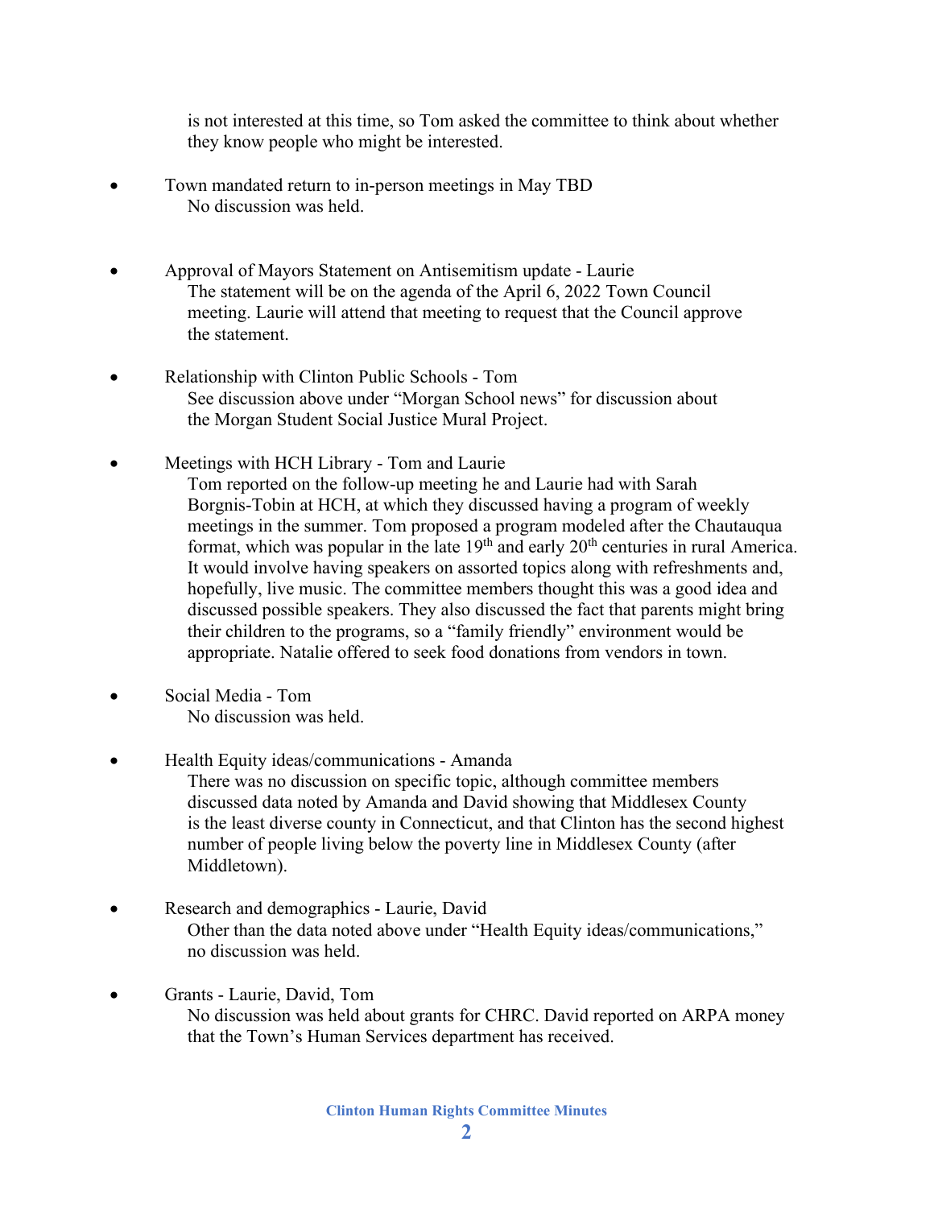is not interested at this time, so Tom asked the committee to think about whether they know people who might be interested.

- Town mandated return to in-person meetings in May TBD
  No discussion was held.

- Approval of Mayors Statement on Antisemitism update - Laurie
  The statement will be on the agenda of the April 6, 2022 Town Council meeting. Laurie will attend that meeting to request that the Council approve the statement.

- Relationship with Clinton Public Schools - Tom
  See discussion above under "Morgan School news" for discussion about the Morgan Student Social Justice Mural Project.

- Meetings with HCH Library - Tom and Laurie
  Tom reported on the follow-up meeting he and Laurie had with Sarah Borgnis-Tobin at HCH, at which they discussed having a program of weekly meetings in the summer. Tom proposed a program modeled after the Chautauqua format, which was popular in the late 19th and early 20th centuries in rural America. It would involve having speakers on assorted topics along with refreshments and, hopefully, live music. The committee members thought this was a good idea and discussed possible speakers. They also discussed the fact that parents might bring their children to the programs, so a "family friendly" environment would be appropriate. Natalie offered to seek food donations from vendors in town.

- Social Media - Tom
  No discussion was held.

- Health Equity ideas/communications - Amanda
  There was no discussion on specific topic, although committee members discussed data noted by Amanda and David showing that Middlesex County is the least diverse county in Connecticut, and that Clinton has the second highest number of people living below the poverty line in Middlesex County (after Middletown).

- Research and demographics - Laurie, David
  Other than the data noted above under "Health Equity ideas/communications," no discussion was held.

- Grants - Laurie, David, Tom
  No discussion was held about grants for CHRC. David reported on ARPA money that the Town's Human Services department has received.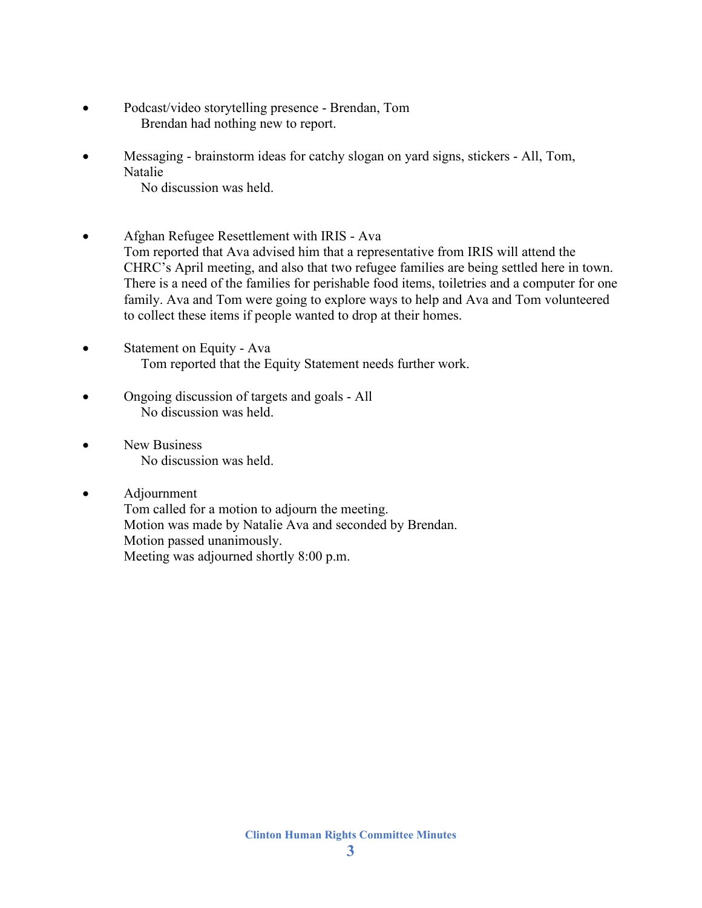- Podcast/video storytelling presence - Brendan, Tom
  Brendan had nothing new to report.

- Messaging - brainstorm ideas for catchy slogan on yard signs, stickers - All, Tom, Natalie
  No discussion was held.

- Afghan Refugee Resettlement with IRIS - Ava
  Tom reported that Ava advised him that a representative from IRIS will attend the CHRC's April meeting, and also that two refugee families are being settled here in town. There is a need of the families for perishable food items, toiletries and a computer for one family. Ava and Tom were going to explore ways to help and Ava and Tom volunteered to collect these items if people wanted to drop at their homes.

- Statement on Equity - Ava
  Tom reported that the Equity Statement needs further work.

- Ongoing discussion of targets and goals - All
  No discussion was held.

- New Business
  No discussion was held.

- Adjournment
  Tom called for a motion to adjourn the meeting.
  Motion was made by Natalie Ava and seconded by Brendan.
  Motion passed unanimously.
  Meeting was adjourned shortly 8:00 p.m.